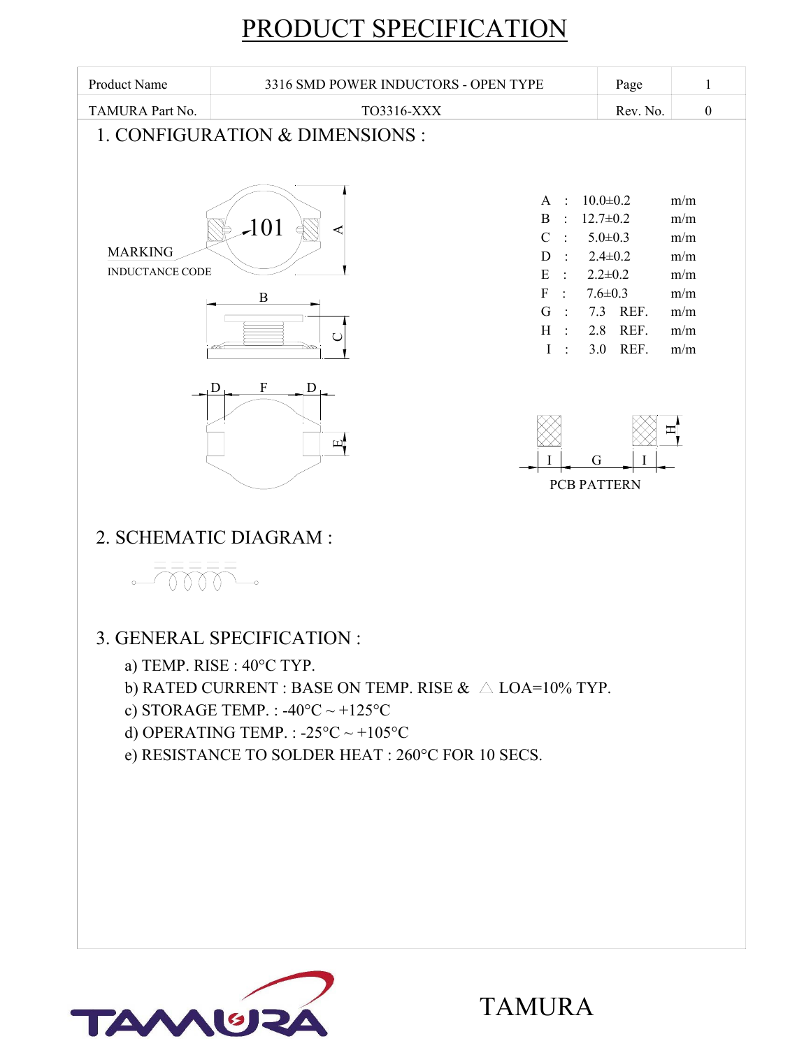# PRODUCT SPECIFICATION

| | | | |
|---|---|---|---|
| Product Name | 3316 SMD POWER INDUCTORS - OPEN TYPE | Page | 1 |
| TAMURA Part No. | TO3316-XXX | Rev. No. | 0 |

## 1. CONFIGURATION & DIMENSIONS :

101

MARKING

INDUCTANCE CODE

A B C D F D E

| | | | |
|---|---|---|---|
| A | : | 10.0±0.2 | m/m |
| B | : | 12.7±0.2 | m/m |
| C | : | 5.0±0.3 | m/m |
| D | : | 2.4±0.2 | m/m |
| E | : | 2.2±0.2 | m/m |
| F | : | 7.6±0.3 | m/m |
| G | : | 7.3 REF. | m/m |
| H | : | 2.8 REF. | m/m |
| I | : | 3.0 REF. | m/m |

H I G I

PCB PATTERN

## 2. SCHEMATIC DIAGRAM :

## 3. GENERAL SPECIFICATION :

a) TEMP. RISE : 40°C TYP.

b) RATED CURRENT : BASE ON TEMP. RISE & △ LOA=10% TYP.

c) STORAGE TEMP. : -40°C ~ +125°C

d) OPERATING TEMP. : -25°C ~ +105°C

e) RESISTANCE TO SOLDER HEAT : 260°C FOR 10 SECS.

TAMURA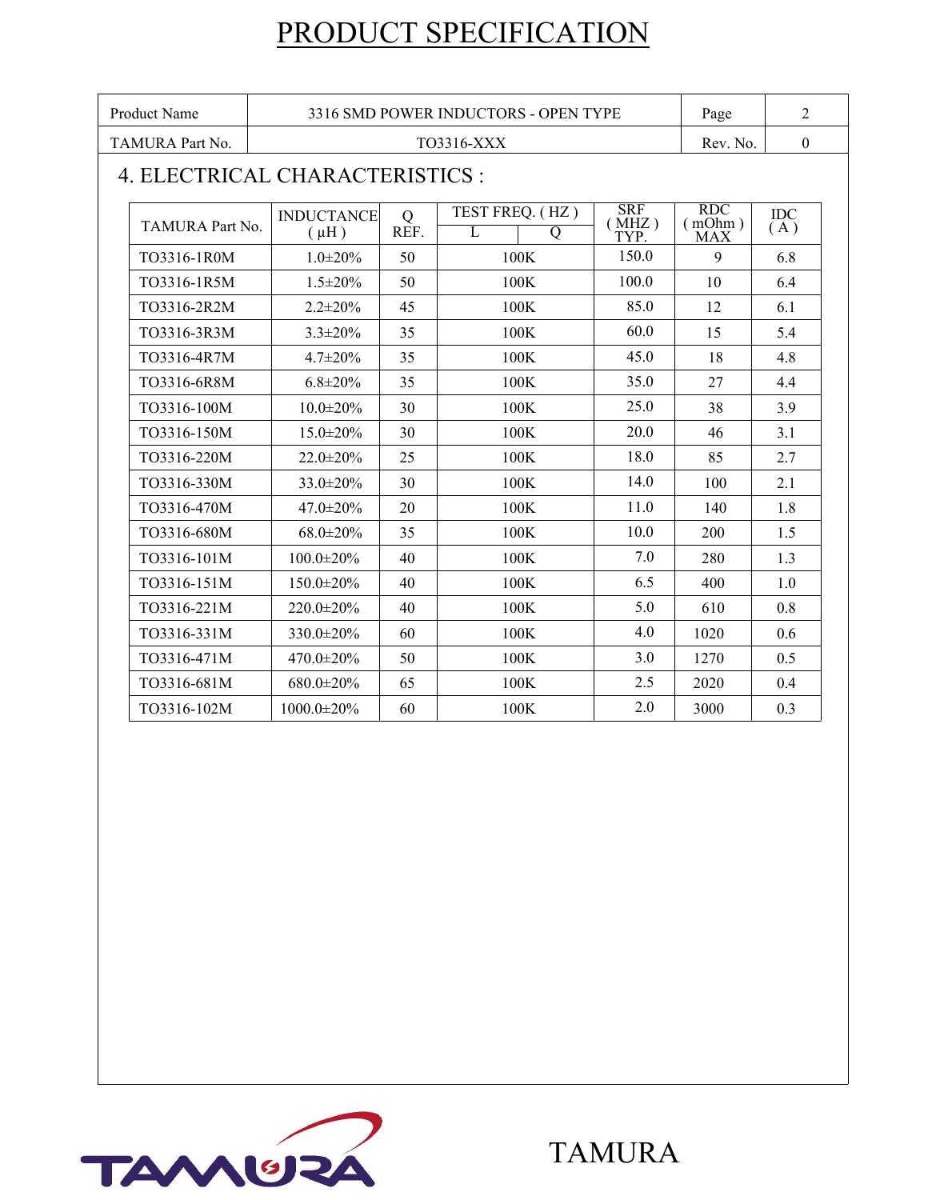# PRODUCT SPECIFICATION

| Product Name | 3316 SMD POWER INDUCTORS - OPEN TYPE | Page | 2 |
|---|---|---|---|
| TAMURA Part No. | TO3316-XXX | Rev. No. | 0 |

## 4. ELECTRICAL CHARACTERISTICS :

| TAMURA Part No. | INDUCTANCE ( μH ) | Q REF. | TEST FREQ. ( HZ ) | | SRF ( MHZ ) TYP. | RDC ( mOhm ) MAX | IDC ( A ) |
|---|---|---|---|---|---|---|---|
| | | | L | Q | | | |
| TO3316-1R0M | 1.0±20% | 50 | 100K | | 150.0 | 9 | 6.8 |
| TO3316-1R5M | 1.5±20% | 50 | 100K | | 100.0 | 10 | 6.4 |
| TO3316-2R2M | 2.2±20% | 45 | 100K | | 85.0 | 12 | 6.1 |
| TO3316-3R3M | 3.3±20% | 35 | 100K | | 60.0 | 15 | 5.4 |
| TO3316-4R7M | 4.7±20% | 35 | 100K | | 45.0 | 18 | 4.8 |
| TO3316-6R8M | 6.8±20% | 35 | 100K | | 35.0 | 27 | 4.4 |
| TO3316-100M | 10.0±20% | 30 | 100K | | 25.0 | 38 | 3.9 |
| TO3316-150M | 15.0±20% | 30 | 100K | | 20.0 | 46 | 3.1 |
| TO3316-220M | 22.0±20% | 25 | 100K | | 18.0 | 85 | 2.7 |
| TO3316-330M | 33.0±20% | 30 | 100K | | 14.0 | 100 | 2.1 |
| TO3316-470M | 47.0±20% | 20 | 100K | | 11.0 | 140 | 1.8 |
| TO3316-680M | 68.0±20% | 35 | 100K | | 10.0 | 200 | 1.5 |
| TO3316-101M | 100.0±20% | 40 | 100K | | 7.0 | 280 | 1.3 |
| TO3316-151M | 150.0±20% | 40 | 100K | | 6.5 | 400 | 1.0 |
| TO3316-221M | 220.0±20% | 40 | 100K | | 5.0 | 610 | 0.8 |
| TO3316-331M | 330.0±20% | 60 | 100K | | 4.0 | 1020 | 0.6 |
| TO3316-471M | 470.0±20% | 50 | 100K | | 3.0 | 1270 | 0.5 |
| TO3316-681M | 680.0±20% | 65 | 100K | | 2.5 | 2020 | 0.4 |
| TO3316-102M | 1000.0±20% | 60 | 100K | | 2.0 | 3000 | 0.3 |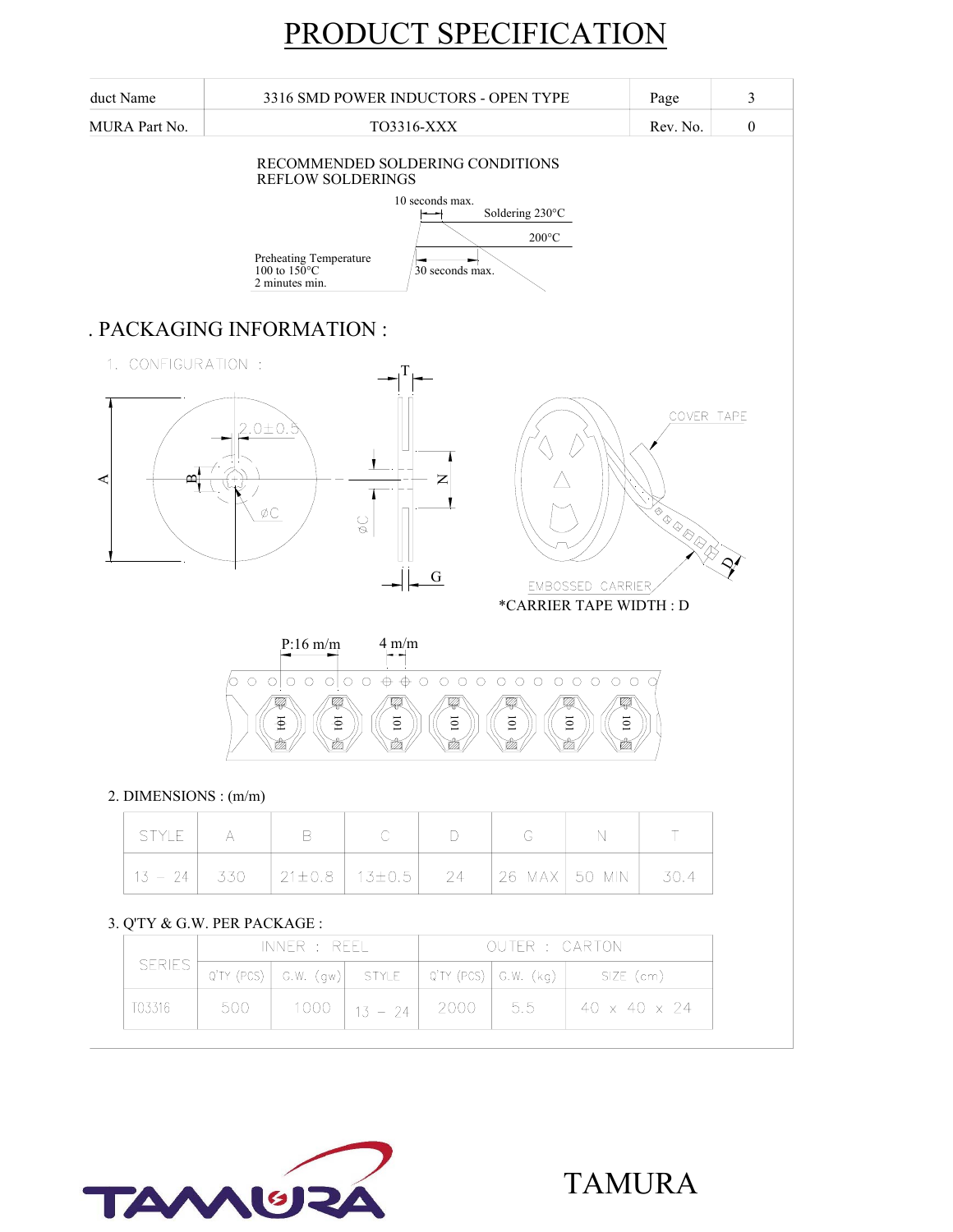# PRODUCT SPECIFICATION

| duct Name | 3316 SMD POWER INDUCTORS - OPEN TYPE | Page | 3 |
|---|---|---|---|
| MURA Part No. | TO3316-XXX | Rev. No. | 0 |

RECOMMENDED SOLDERING CONDITIONS
REFLOW SOLDERINGS

10 seconds max.
Soldering 230°C
200°C
Preheating Temperature
100 to 150°C
2 minutes min.
30 seconds max.

## . PACKAGING INFORMATION :

1. CONFIGURATION :

T
2.0±0.5
A
B
N
ØC
ØC
G
COVER TAPE
EMBOSSED CARRIER
D

*CARRIER TAPE WIDTH : D

P:16 m/m
4 m/m
101

2. DIMENSIONS : (m/m)

| STYLE | A | B | C | D | G | N | T |
|---|---|---|---|---|---|---|---|
| 13 – 24 | 330 | 21±0.8 | 13±0.5 | 24 | 26 MAX | 50 MIN | 30.4 |

3. Q'TY & G.W. PER PACKAGE :

| SERIES | INNER : REEL | | | OUTER : CARTON | | |
|---|---|---|---|---|---|---|
| | Q'TY (PCS) | G.W. (gw) | STYLE | Q'TY (PCS) | G.W. (kg) | SIZE (cm) |
| TO3316 | 500 | 1000 | 13 – 24 | 2000 | 5.5 | 40 x 40 x 24 |

TAMURA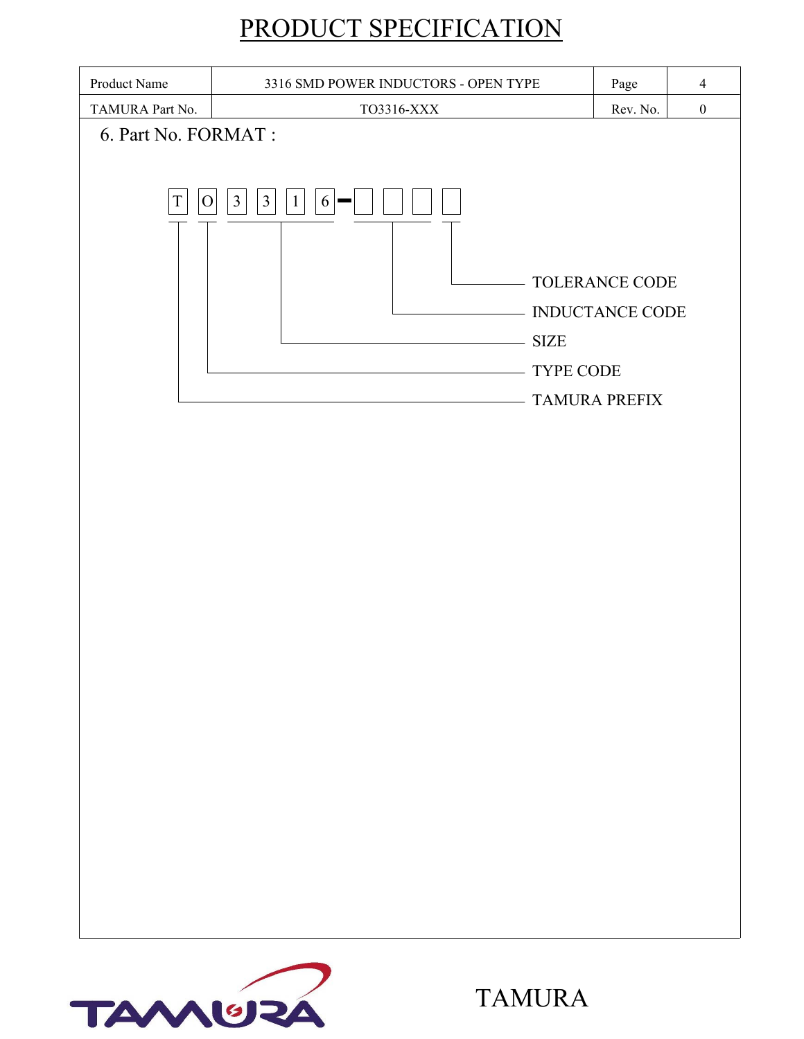# PRODUCT SPECIFICATION

| Product Name | 3316 SMD POWER INDUCTORS - OPEN TYPE | Page | 4 |
|---|---|---|---|
| TAMURA Part No. | TO3316-XXX | Rev. No. | 0 |

## 6. Part No. FORMAT :

T O 3 3 1 6 – □ □ □ □

- T — TAMURA PREFIX
- O — TYPE CODE
- 3316 — SIZE
- □ □ □ — INDUCTANCE CODE
- □ — TOLERANCE CODE

TAMURA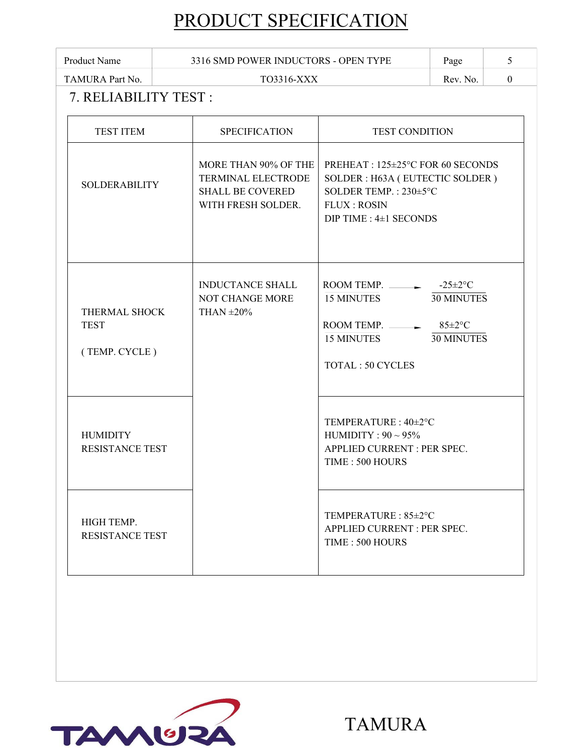# PRODUCT SPECIFICATION

| Product Name | 3316 SMD POWER INDUCTORS - OPEN TYPE | Page | 5 |
|---|---|---|---|
| TAMURA Part No. | TO3316-XXX | Rev. No. | 0 |

## 7. RELIABILITY TEST :

| TEST ITEM | SPECIFICATION | TEST CONDITION |
|---|---|---|
| SOLDERABILITY | MORE THAN 90% OF THE TERMINAL ELECTRODE SHALL BE COVERED WITH FRESH SOLDER. | PREHEAT : 125±25°C FOR 60 SECONDS<br>SOLDER : H63A ( EUTECTIC SOLDER )<br>SOLDER TEMP. : 230±5°C<br>FLUX : ROSIN<br>DIP TIME : 4±1 SECONDS |
| THERMAL SHOCK TEST<br><br>( TEMP. CYCLE ) | INDUCTANCE SHALL NOT CHANGE MORE THAN ±20% | ROOM TEMP. 15 MINUTES → -25±2°C 30 MINUTES<br><br>ROOM TEMP. 15 MINUTES → 85±2°C 30 MINUTES<br><br>TOTAL : 50 CYCLES |
| HUMIDITY RESISTANCE TEST | | TEMPERATURE : 40±2°C<br>HUMIDITY : 90 ~ 95%<br>APPLIED CURRENT : PER SPEC.<br>TIME : 500 HOURS |
| HIGH TEMP. RESISTANCE TEST | | TEMPERATURE : 85±2°C<br>APPLIED CURRENT : PER SPEC.<br>TIME : 500 HOURS |

TAMURA